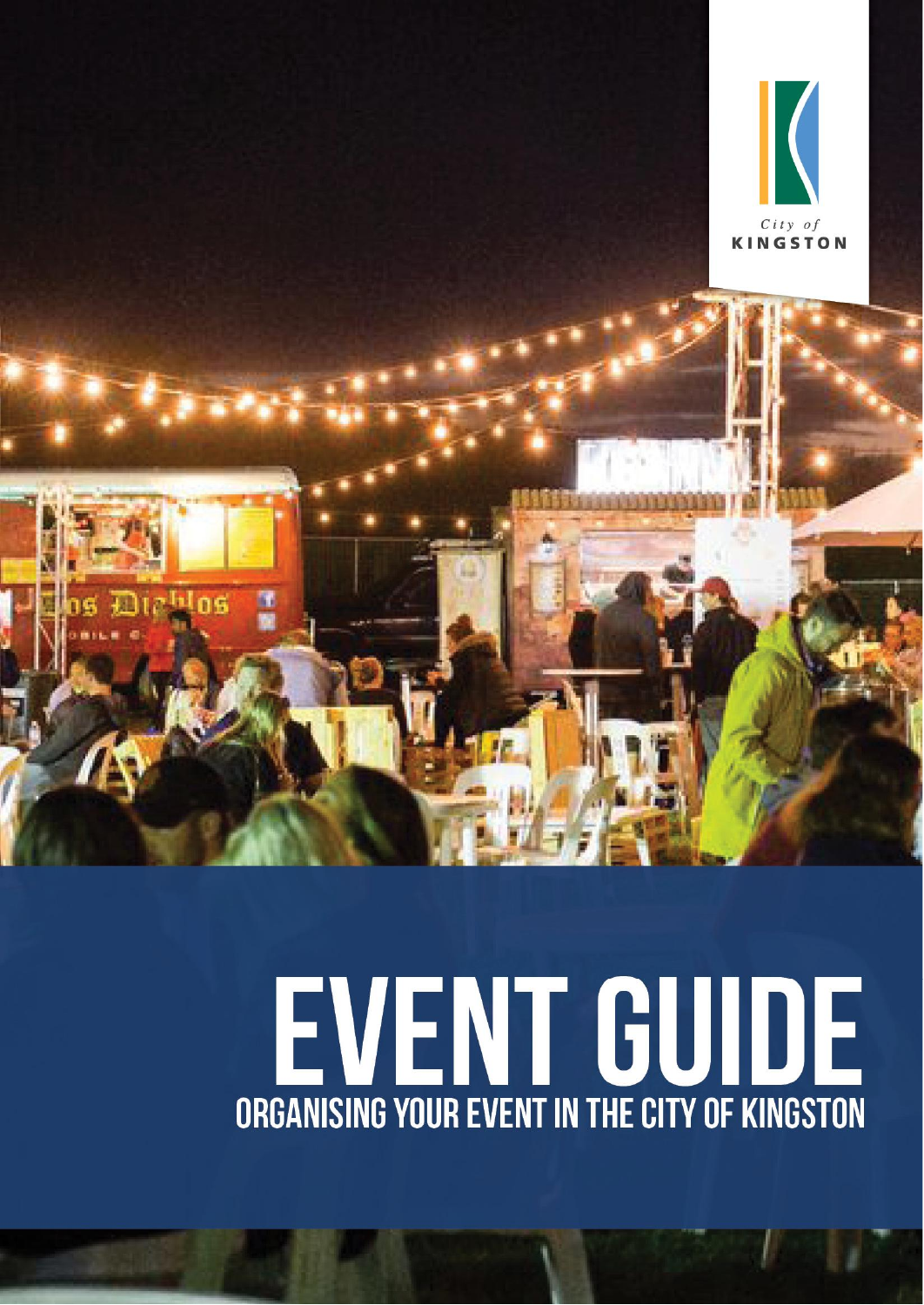City of KINGSTON

# EVENT GUIDE

## ORGANISING YOUR EVENT IN THE CITY OF KINGSTON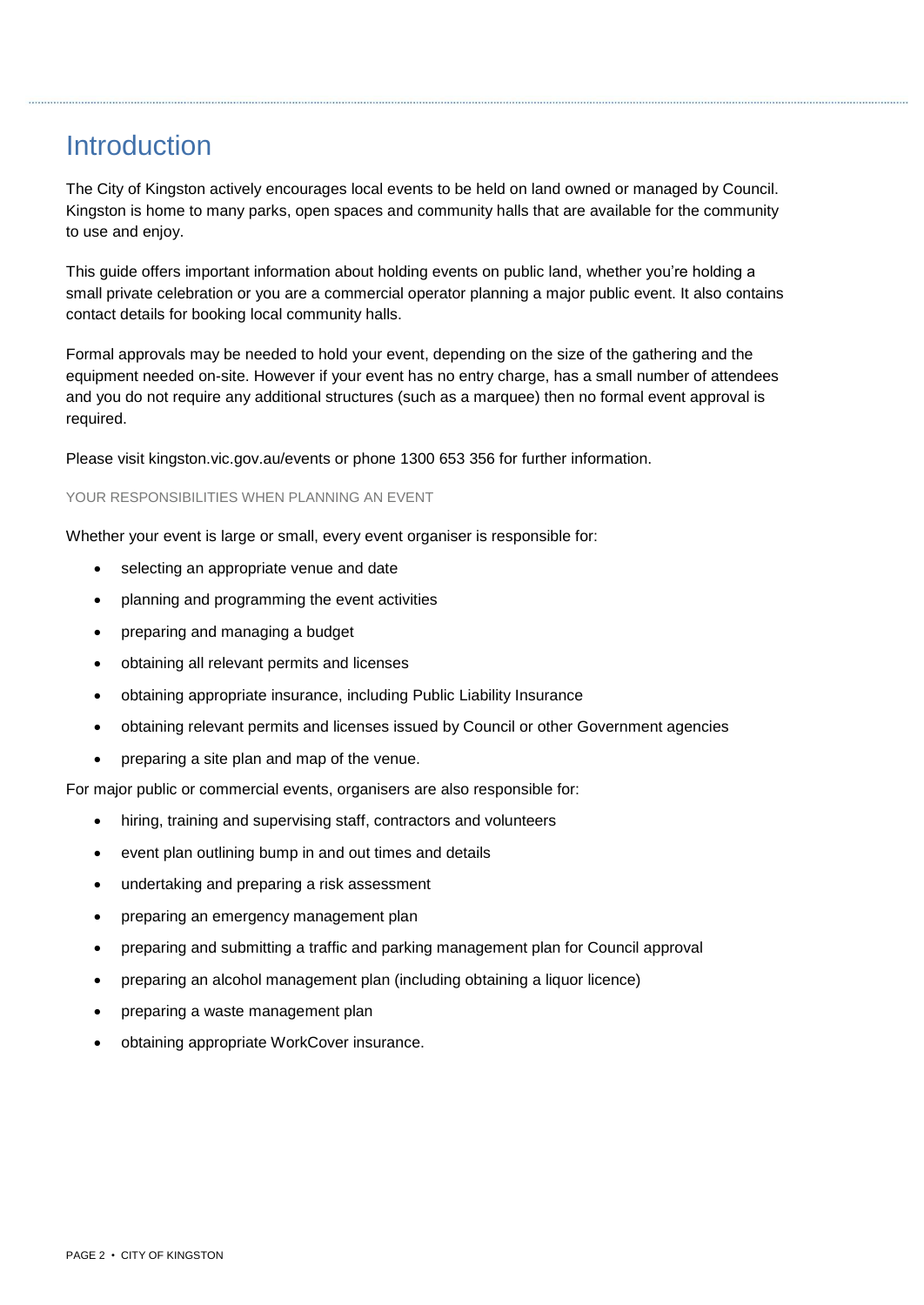# Introduction

The City of Kingston actively encourages local events to be held on land owned or managed by Council. Kingston is home to many parks, open spaces and community halls that are available for the community to use and enjoy.

This guide offers important information about holding events on public land, whether you're holding a small private celebration or you are a commercial operator planning a major public event. It also contains contact details for booking local community halls.

Formal approvals may be needed to hold your event, depending on the size of the gathering and the equipment needed on-site. However if your event has no entry charge, has a small number of attendees and you do not require any additional structures (such as a marquee) then no formal event approval is required.

Please visit kingston.vic.gov.au/events or phone 1300 653 356 for further information.

### YOUR RESPONSIBILITIES WHEN PLANNING AN EVENT

Whether your event is large or small, every event organiser is responsible for:

- selecting an appropriate venue and date
- planning and programming the event activities
- preparing and managing a budget
- obtaining all relevant permits and licenses
- obtaining appropriate insurance, including Public Liability Insurance
- obtaining relevant permits and licenses issued by Council or other Government agencies
- preparing a site plan and map of the venue.

For major public or commercial events, organisers are also responsible for:

- hiring, training and supervising staff, contractors and volunteers
- event plan outlining bump in and out times and details
- undertaking and preparing a risk assessment
- preparing an emergency management plan
- preparing and submitting a traffic and parking management plan for Council approval
- preparing an alcohol management plan (including obtaining a liquor licence)
- preparing a waste management plan
- obtaining appropriate WorkCover insurance.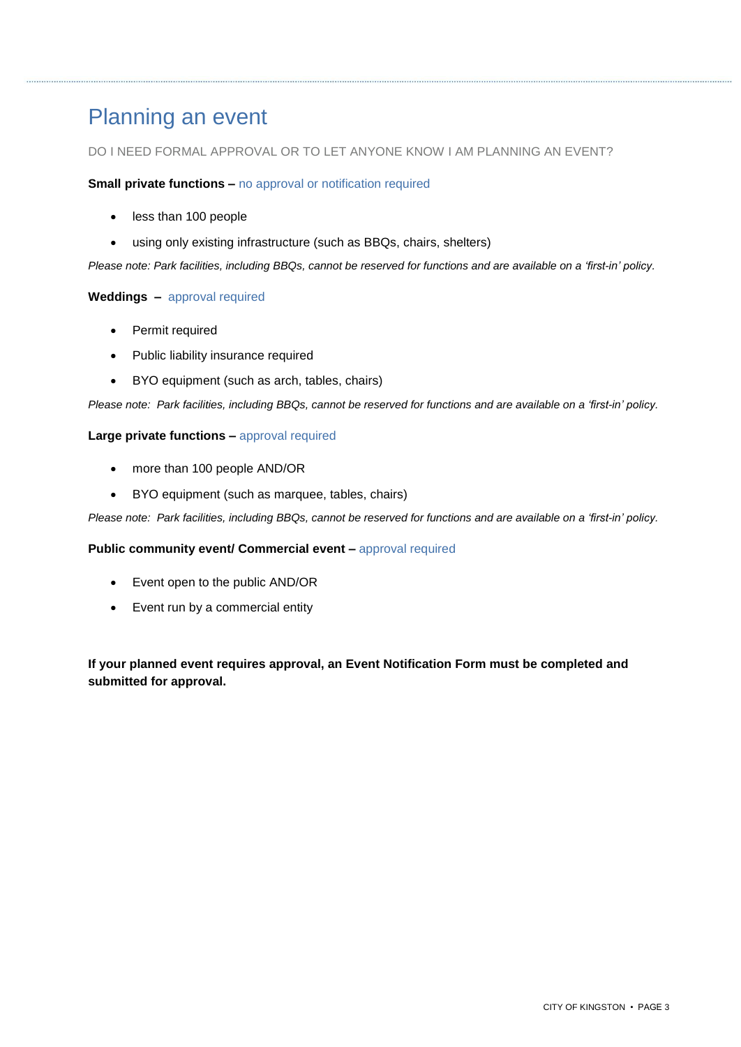# Planning an event

DO I NEED FORMAL APPROVAL OR TO LET ANYONE KNOW I AM PLANNING AN EVENT?

**Small private functions –** no approval or notification required

- less than 100 people
- using only existing infrastructure (such as BBQs, chairs, shelters)

*Please note: Park facilities, including BBQs, cannot be reserved for functions and are available on a 'first-in' policy.*

**Weddings –** approval required

- Permit required
- Public liability insurance required
- BYO equipment (such as arch, tables, chairs)

*Please note: Park facilities, including BBQs, cannot be reserved for functions and are available on a 'first-in' policy.*

**Large private functions –** approval required

- more than 100 people AND/OR
- BYO equipment (such as marquee, tables, chairs)

*Please note: Park facilities, including BBQs, cannot be reserved for functions and are available on a 'first-in' policy.*

**Public community event/ Commercial event –** approval required

- Event open to the public AND/OR
- Event run by a commercial entity

**If your planned event requires approval, an Event Notification Form must be completed and submitted for approval.**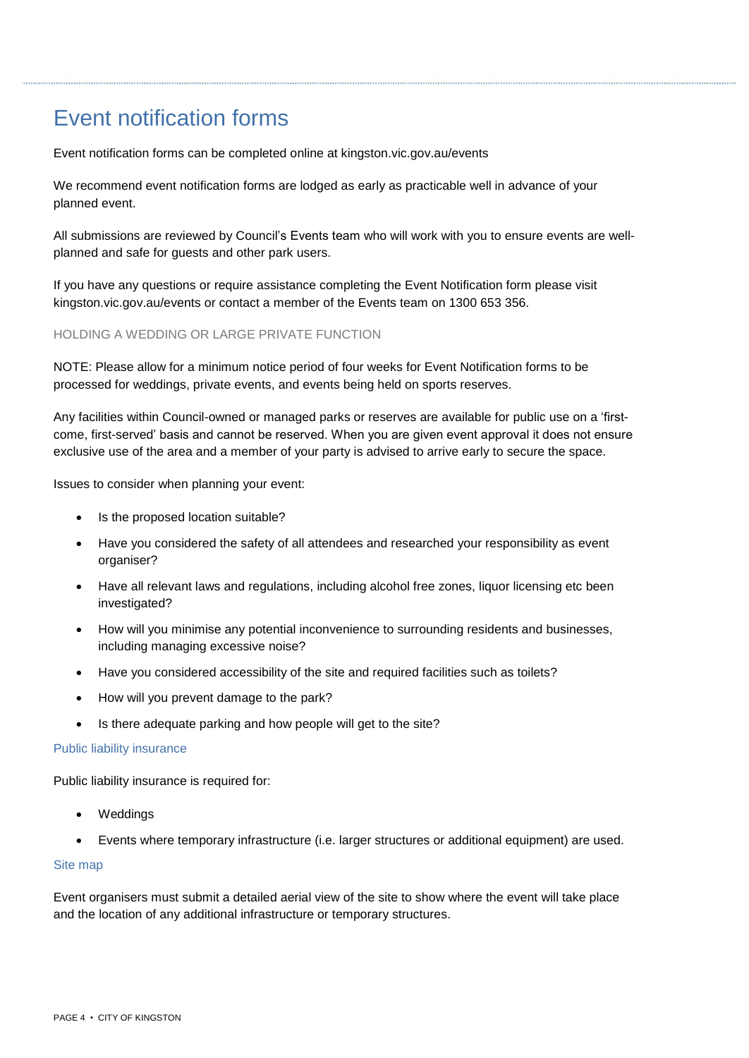# Event notification forms

Event notification forms can be completed online at kingston.vic.gov.au/events

We recommend event notification forms are lodged as early as practicable well in advance of your planned event.

All submissions are reviewed by Council's Events team who will work with you to ensure events are well-planned and safe for guests and other park users.

If you have any questions or require assistance completing the Event Notification form please visit kingston.vic.gov.au/events or contact a member of the Events team on 1300 653 356.

## HOLDING A WEDDING OR LARGE PRIVATE FUNCTION

NOTE: Please allow for a minimum notice period of four weeks for Event Notification forms to be processed for weddings, private events, and events being held on sports reserves.

Any facilities within Council-owned or managed parks or reserves are available for public use on a 'first-come, first-served' basis and cannot be reserved. When you are given event approval it does not ensure exclusive use of the area and a member of your party is advised to arrive early to secure the space.

Issues to consider when planning your event:

- Is the proposed location suitable?
- Have you considered the safety of all attendees and researched your responsibility as event organiser?
- Have all relevant laws and regulations, including alcohol free zones, liquor licensing etc been investigated?
- How will you minimise any potential inconvenience to surrounding residents and businesses, including managing excessive noise?
- Have you considered accessibility of the site and required facilities such as toilets?
- How will you prevent damage to the park?
- Is there adequate parking and how people will get to the site?

### Public liability insurance

Public liability insurance is required for:

- Weddings
- Events where temporary infrastructure (i.e. larger structures or additional equipment) are used.

### Site map

Event organisers must submit a detailed aerial view of the site to show where the event will take place and the location of any additional infrastructure or temporary structures.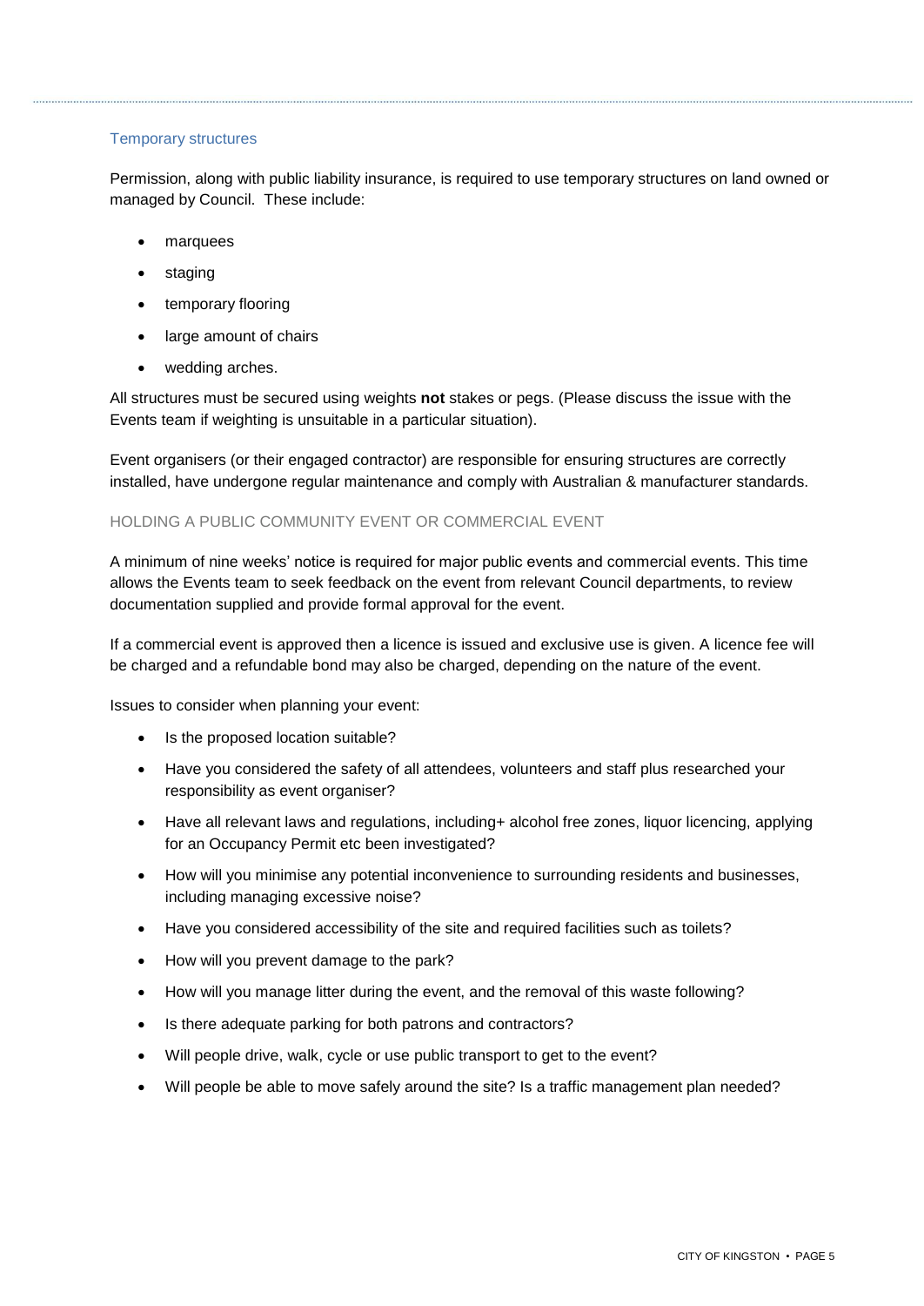### Temporary structures

Permission, along with public liability insurance, is required to use temporary structures on land owned or managed by Council. These include:

- marquees
- staging
- temporary flooring
- large amount of chairs
- wedding arches.

All structures must be secured using weights **not** stakes or pegs. (Please discuss the issue with the Events team if weighting is unsuitable in a particular situation).

Event organisers (or their engaged contractor) are responsible for ensuring structures are correctly installed, have undergone regular maintenance and comply with Australian & manufacturer standards.

## HOLDING A PUBLIC COMMUNITY EVENT OR COMMERCIAL EVENT

A minimum of nine weeks' notice is required for major public events and commercial events. This time allows the Events team to seek feedback on the event from relevant Council departments, to review documentation supplied and provide formal approval for the event.

If a commercial event is approved then a licence is issued and exclusive use is given. A licence fee will be charged and a refundable bond may also be charged, depending on the nature of the event.

Issues to consider when planning your event:

- Is the proposed location suitable?
- Have you considered the safety of all attendees, volunteers and staff plus researched your responsibility as event organiser?
- Have all relevant laws and regulations, including+ alcohol free zones, liquor licencing, applying for an Occupancy Permit etc been investigated?
- How will you minimise any potential inconvenience to surrounding residents and businesses, including managing excessive noise?
- Have you considered accessibility of the site and required facilities such as toilets?
- How will you prevent damage to the park?
- How will you manage litter during the event, and the removal of this waste following?
- Is there adequate parking for both patrons and contractors?
- Will people drive, walk, cycle or use public transport to get to the event?
- Will people be able to move safely around the site? Is a traffic management plan needed?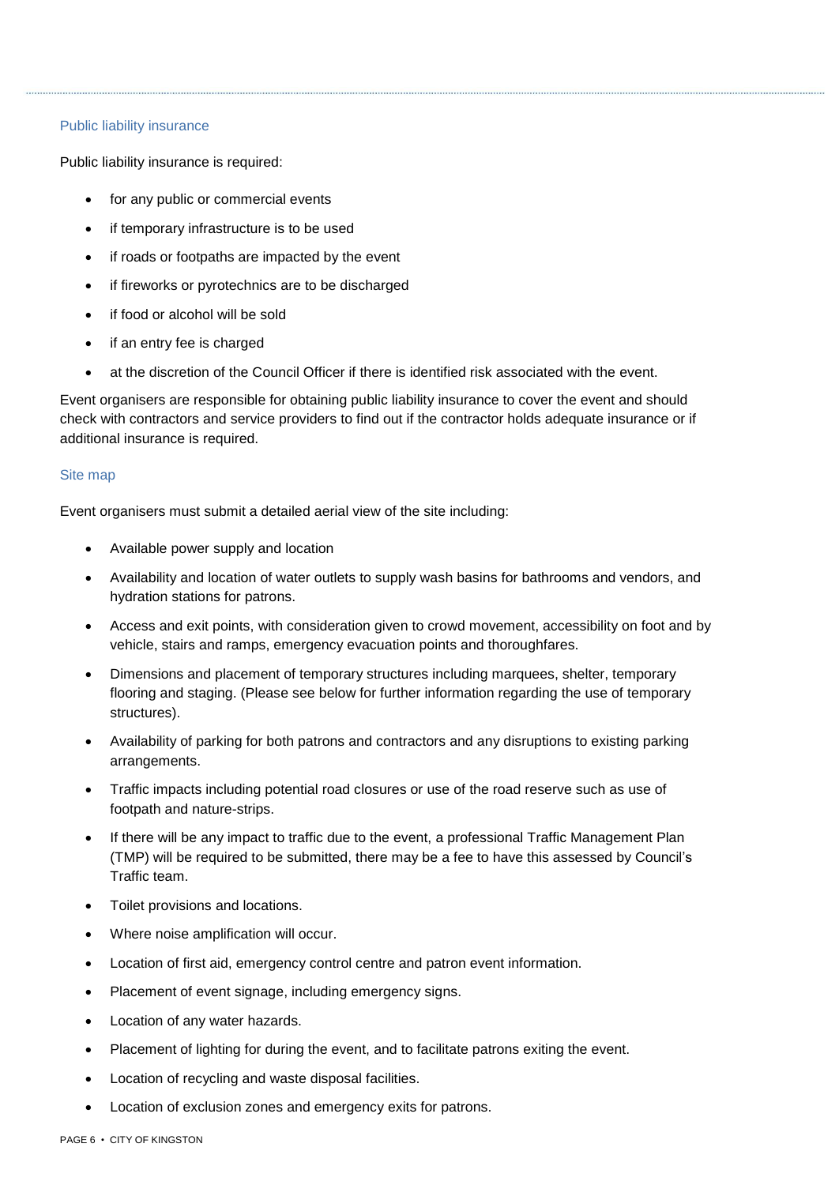### Public liability insurance

Public liability insurance is required:

- for any public or commercial events
- if temporary infrastructure is to be used
- if roads or footpaths are impacted by the event
- if fireworks or pyrotechnics are to be discharged
- if food or alcohol will be sold
- if an entry fee is charged
- at the discretion of the Council Officer if there is identified risk associated with the event.

Event organisers are responsible for obtaining public liability insurance to cover the event and should check with contractors and service providers to find out if the contractor holds adequate insurance or if additional insurance is required.

### Site map

Event organisers must submit a detailed aerial view of the site including:

- Available power supply and location
- Availability and location of water outlets to supply wash basins for bathrooms and vendors, and hydration stations for patrons.
- Access and exit points, with consideration given to crowd movement, accessibility on foot and by vehicle, stairs and ramps, emergency evacuation points and thoroughfares.
- Dimensions and placement of temporary structures including marquees, shelter, temporary flooring and staging. (Please see below for further information regarding the use of temporary structures).
- Availability of parking for both patrons and contractors and any disruptions to existing parking arrangements.
- Traffic impacts including potential road closures or use of the road reserve such as use of footpath and nature-strips.
- If there will be any impact to traffic due to the event, a professional Traffic Management Plan (TMP) will be required to be submitted, there may be a fee to have this assessed by Council's Traffic team.
- Toilet provisions and locations.
- Where noise amplification will occur.
- Location of first aid, emergency control centre and patron event information.
- Placement of event signage, including emergency signs.
- Location of any water hazards.
- Placement of lighting for during the event, and to facilitate patrons exiting the event.
- Location of recycling and waste disposal facilities.
- Location of exclusion zones and emergency exits for patrons.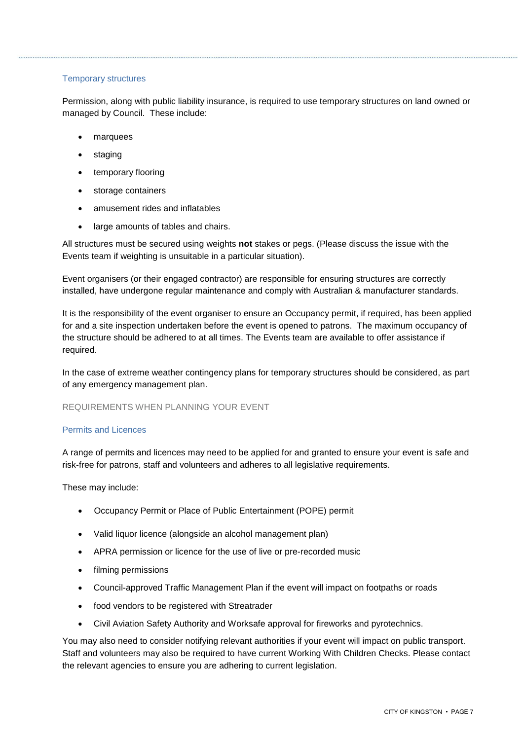### Temporary structures

Permission, along with public liability insurance, is required to use temporary structures on land owned or managed by Council. These include:

- marquees
- staging
- temporary flooring
- storage containers
- amusement rides and inflatables
- large amounts of tables and chairs.

All structures must be secured using weights **not** stakes or pegs. (Please discuss the issue with the Events team if weighting is unsuitable in a particular situation).

Event organisers (or their engaged contractor) are responsible for ensuring structures are correctly installed, have undergone regular maintenance and comply with Australian & manufacturer standards.

It is the responsibility of the event organiser to ensure an Occupancy permit, if required, has been applied for and a site inspection undertaken before the event is opened to patrons. The maximum occupancy of the structure should be adhered to at all times. The Events team are available to offer assistance if required.

In the case of extreme weather contingency plans for temporary structures should be considered, as part of any emergency management plan.

## REQUIREMENTS WHEN PLANNING YOUR EVENT

### Permits and Licences

A range of permits and licences may need to be applied for and granted to ensure your event is safe and risk-free for patrons, staff and volunteers and adheres to all legislative requirements.

These may include:

- Occupancy Permit or Place of Public Entertainment (POPE) permit
- Valid liquor licence (alongside an alcohol management plan)
- APRA permission or licence for the use of live or pre-recorded music
- filming permissions
- Council-approved Traffic Management Plan if the event will impact on footpaths or roads
- food vendors to be registered with Streatrader
- Civil Aviation Safety Authority and Worksafe approval for fireworks and pyrotechnics.

You may also need to consider notifying relevant authorities if your event will impact on public transport. Staff and volunteers may also be required to have current Working With Children Checks. Please contact the relevant agencies to ensure you are adhering to current legislation.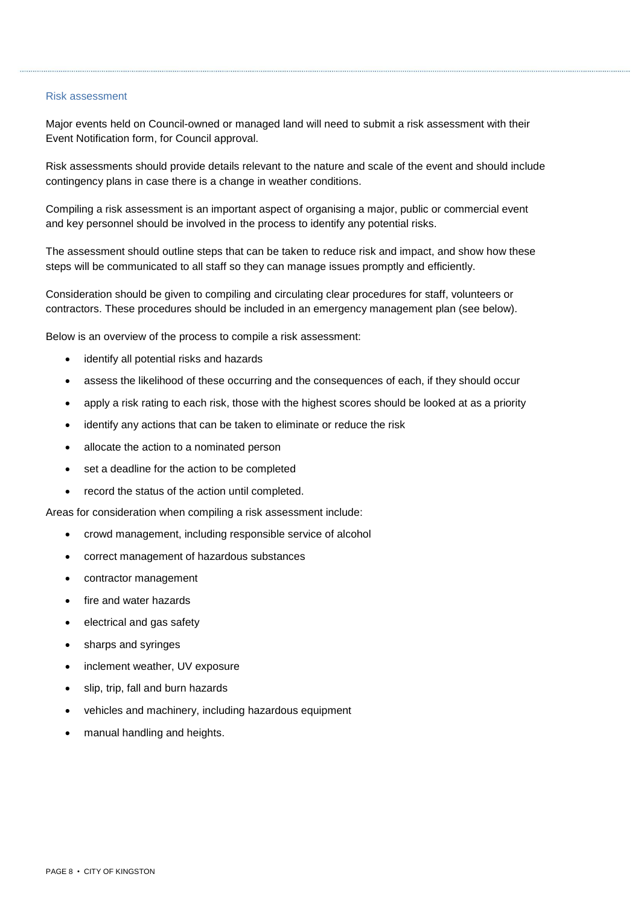## Risk assessment

Major events held on Council-owned or managed land will need to submit a risk assessment with their Event Notification form, for Council approval.

Risk assessments should provide details relevant to the nature and scale of the event and should include contingency plans in case there is a change in weather conditions.

Compiling a risk assessment is an important aspect of organising a major, public or commercial event and key personnel should be involved in the process to identify any potential risks.

The assessment should outline steps that can be taken to reduce risk and impact, and show how these steps will be communicated to all staff so they can manage issues promptly and efficiently.

Consideration should be given to compiling and circulating clear procedures for staff, volunteers or contractors. These procedures should be included in an emergency management plan (see below).

Below is an overview of the process to compile a risk assessment:

- identify all potential risks and hazards
- assess the likelihood of these occurring and the consequences of each, if they should occur
- apply a risk rating to each risk, those with the highest scores should be looked at as a priority
- identify any actions that can be taken to eliminate or reduce the risk
- allocate the action to a nominated person
- set a deadline for the action to be completed
- record the status of the action until completed.

Areas for consideration when compiling a risk assessment include:

- crowd management, including responsible service of alcohol
- correct management of hazardous substances
- contractor management
- fire and water hazards
- electrical and gas safety
- sharps and syringes
- inclement weather, UV exposure
- slip, trip, fall and burn hazards
- vehicles and machinery, including hazardous equipment
- manual handling and heights.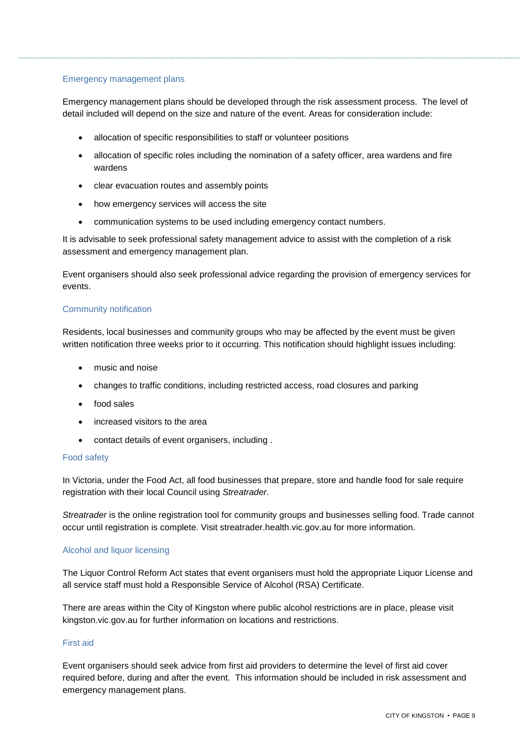### Emergency management plans

Emergency management plans should be developed through the risk assessment process. The level of detail included will depend on the size and nature of the event. Areas for consideration include:

- allocation of specific responsibilities to staff or volunteer positions
- allocation of specific roles including the nomination of a safety officer, area wardens and fire wardens
- clear evacuation routes and assembly points
- how emergency services will access the site
- communication systems to be used including emergency contact numbers.

It is advisable to seek professional safety management advice to assist with the completion of a risk assessment and emergency management plan.

Event organisers should also seek professional advice regarding the provision of emergency services for events.

### Community notification

Residents, local businesses and community groups who may be affected by the event must be given written notification three weeks prior to it occurring. This notification should highlight issues including:

- music and noise
- changes to traffic conditions, including restricted access, road closures and parking
- food sales
- increased visitors to the area
- contact details of event organisers, including .

### Food safety

In Victoria, under the Food Act, all food businesses that prepare, store and handle food for sale require registration with their local Council using *Streatrader*.

*Streatrader* is the online registration tool for community groups and businesses selling food. Trade cannot occur until registration is complete. Visit streatrader.health.vic.gov.au for more information.

### Alcohol and liquor licensing

The Liquor Control Reform Act states that event organisers must hold the appropriate Liquor License and all service staff must hold a Responsible Service of Alcohol (RSA) Certificate.

There are areas within the City of Kingston where public alcohol restrictions are in place, please visit kingston.vic.gov.au for further information on locations and restrictions.

### First aid

Event organisers should seek advice from first aid providers to determine the level of first aid cover required before, during and after the event. This information should be included in risk assessment and emergency management plans.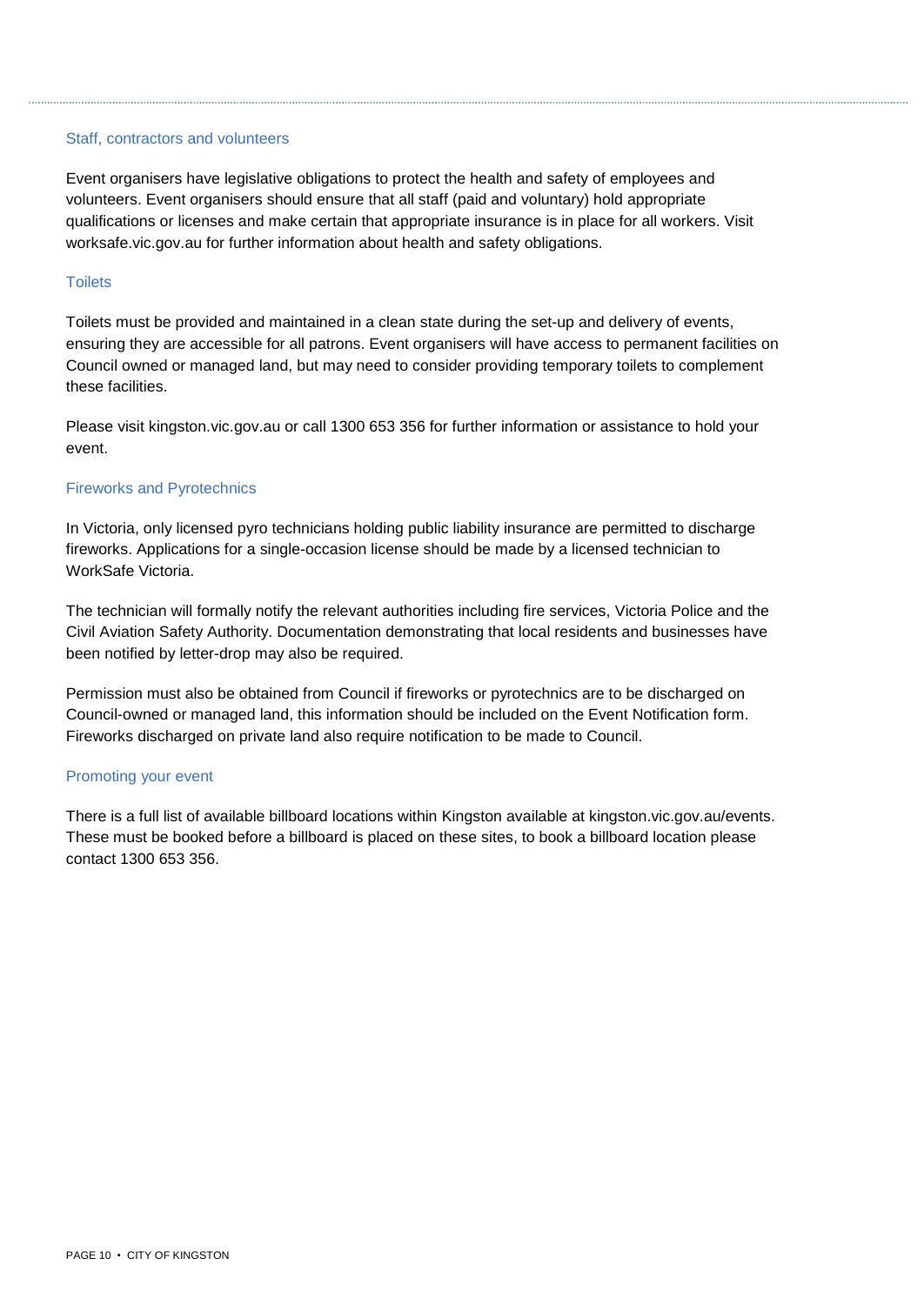### Staff, contractors and volunteers

Event organisers have legislative obligations to protect the health and safety of employees and volunteers. Event organisers should ensure that all staff (paid and voluntary) hold appropriate qualifications or licenses and make certain that appropriate insurance is in place for all workers. Visit worksafe.vic.gov.au for further information about health and safety obligations.

### Toilets

Toilets must be provided and maintained in a clean state during the set-up and delivery of events, ensuring they are accessible for all patrons. Event organisers will have access to permanent facilities on Council owned or managed land, but may need to consider providing temporary toilets to complement these facilities.

Please visit kingston.vic.gov.au or call 1300 653 356 for further information or assistance to hold your event.

### Fireworks and Pyrotechnics

In Victoria, only licensed pyro technicians holding public liability insurance are permitted to discharge fireworks. Applications for a single-occasion license should be made by a licensed technician to WorkSafe Victoria.

The technician will formally notify the relevant authorities including fire services, Victoria Police and the Civil Aviation Safety Authority. Documentation demonstrating that local residents and businesses have been notified by letter-drop may also be required.

Permission must also be obtained from Council if fireworks or pyrotechnics are to be discharged on Council-owned or managed land, this information should be included on the Event Notification form. Fireworks discharged on private land also require notification to be made to Council.

### Promoting your event

There is a full list of available billboard locations within Kingston available at kingston.vic.gov.au/events. These must be booked before a billboard is placed on these sites, to book a billboard location please contact 1300 653 356.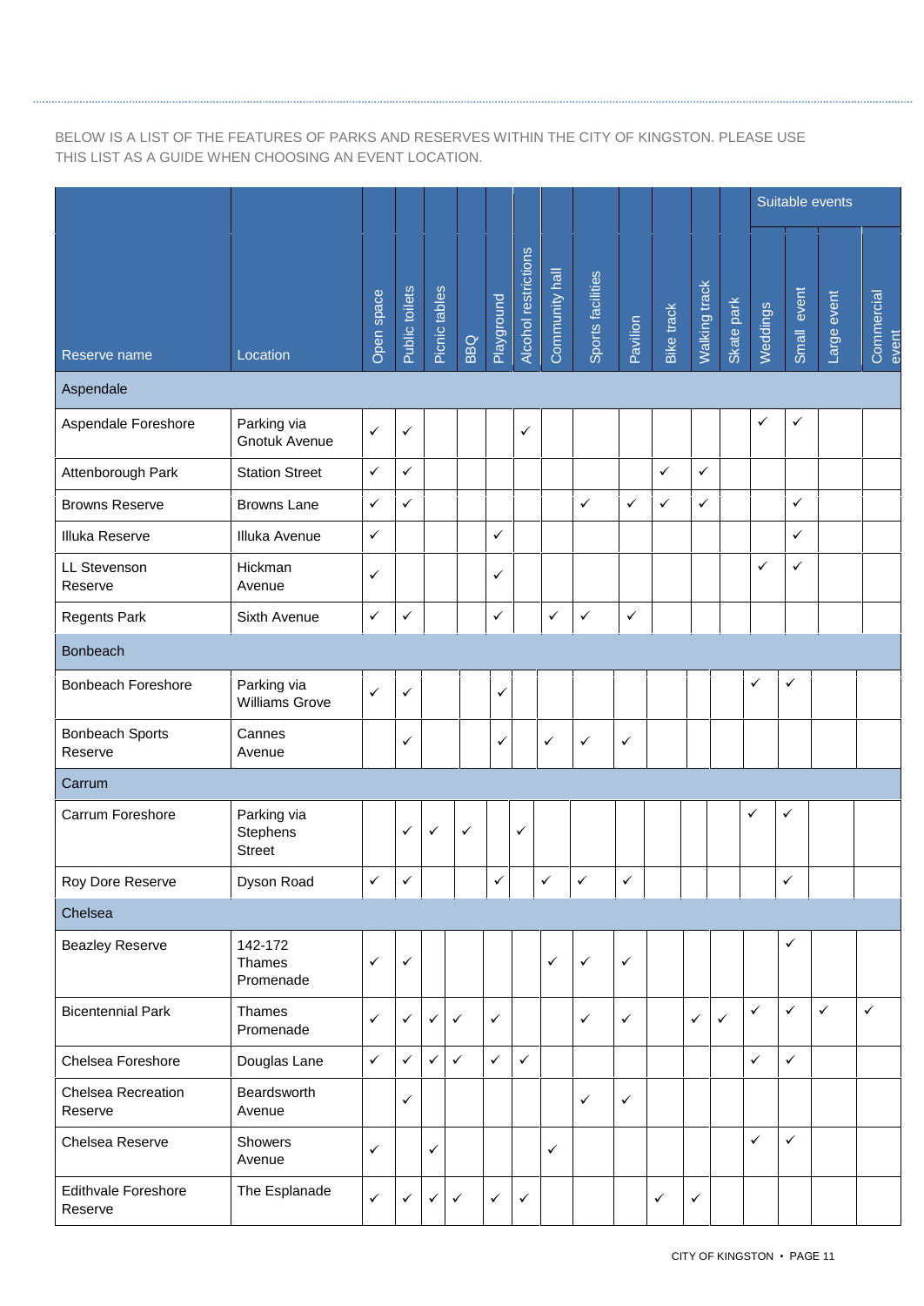BELOW IS A LIST OF THE FEATURES OF PARKS AND RESERVES WITHIN THE CITY OF KINGSTON. PLEASE USE THIS LIST AS A GUIDE WHEN CHOOSING AN EVENT LOCATION.

| Reserve name | Location | Open space | Public toilets | Picnic tables | BBQ | Playground | Alcohol restrictions | Community hall | Sports facilities | Pavilion | Bike track | Walking track | Skate park | Suitable events: Weddings | Suitable events: Small event | Suitable events: Large event | Suitable events: Commercial event |
|---|---|---|---|---|---|---|---|---|---|---|---|---|---|---|---|---|---|
| **Aspendale** | | | | | | | | | | | | | | | | | |
| Aspendale Foreshore | Parking via Gnotuk Avenue | ✓ | ✓ | | | | ✓ | | | | | | | ✓ | ✓ | | |
| Attenborough Park | Station Street | ✓ | ✓ | | | | | | | | ✓ | ✓ | | | | | |
| Browns Reserve | Browns Lane | ✓ | ✓ | | | | | | ✓ | ✓ | ✓ | ✓ | | | ✓ | | |
| Illuka Reserve | Illuka Avenue | ✓ | | | | ✓ | | | | | | | | | ✓ | | |
| LL Stevenson Reserve | Hickman Avenue | ✓ | | | | ✓ | | | | | | | | ✓ | ✓ | | |
| Regents Park | Sixth Avenue | ✓ | ✓ | | | ✓ | | ✓ | ✓ | ✓ | | | | | | | |
| **Bonbeach** | | | | | | | | | | | | | | | | | |
| Bonbeach Foreshore | Parking via Williams Grove | ✓ | ✓ | | | ✓ | | | | | | | | ✓ | ✓ | | |
| Bonbeach Sports Reserve | Cannes Avenue | | ✓ | | | ✓ | | ✓ | ✓ | ✓ | | | | | | | |
| **Carrum** | | | | | | | | | | | | | | | | | |
| Carrum Foreshore | Parking via Stephens Street | | ✓ | ✓ | ✓ | | ✓ | | | | | | | ✓ | ✓ | | |
| Roy Dore Reserve | Dyson Road | ✓ | ✓ | | | ✓ | | ✓ | ✓ | ✓ | | | | | ✓ | | |
| **Chelsea** | | | | | | | | | | | | | | | | | |
| Beazley Reserve | 142-172 Thames Promenade | ✓ | ✓ | | | | | ✓ | ✓ | ✓ | | | | | ✓ | | |
| Bicentennial Park | Thames Promenade | ✓ | ✓ | ✓ | ✓ | ✓ | | | ✓ | ✓ | | ✓ | ✓ | ✓ | ✓ | ✓ | ✓ |
| Chelsea Foreshore | Douglas Lane | ✓ | ✓ | ✓ | ✓ | ✓ | ✓ | | | | | | | ✓ | ✓ | | |
| Chelsea Recreation Reserve | Beardsworth Avenue | | ✓ | | | | | | ✓ | ✓ | | | | | | | |
| Chelsea Reserve | Showers Avenue | ✓ | | ✓ | | | | ✓ | | | | | | ✓ | ✓ | | |
| Edithvale Foreshore Reserve | The Esplanade | ✓ | ✓ | ✓ | ✓ | ✓ | ✓ | | | | ✓ | ✓ | | | | | |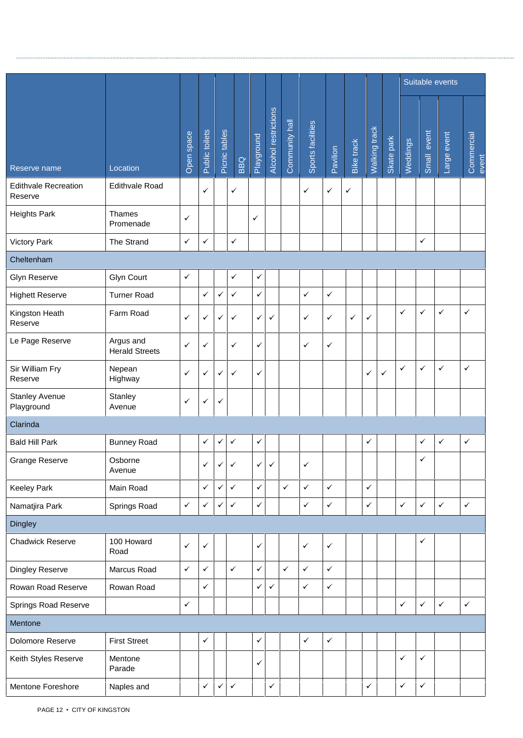| Reserve name | Location | Open space | Public toilets | Picnic tables | BBQ | Playground | Alcohol restrictions | Community hall | Sports facilities | Pavilion | Bike track | Walking track | Skate park | Suitable events | | | |
|---|---|---|---|---|---|---|---|---|---|---|---|---|---|---|---|---|---|
| | | | | | | | | | | | | | | Weddings | Small event | Large event | Commercial event |
| Edithvale Recreation Reserve | Edithvale Road | | ✓ | | ✓ | | | | ✓ | ✓ | ✓ | | | | | | |
| Heights Park | Thames Promenade | ✓ | | | | ✓ | | | | | | | | | | | |
| Victory Park | The Strand | ✓ | ✓ | | ✓ | | | | | | | | | | ✓ | | |
| **Cheltenham** | | | | | | | | | | | | | | | | | |
| Glyn Reserve | Glyn Court | ✓ | | | ✓ | ✓ | | | | | | | | | | | |
| Highett Reserve | Turner Road | | ✓ | ✓ | ✓ | ✓ | | | ✓ | ✓ | | | | | | | |
| Kingston Heath Reserve | Farm Road | ✓ | ✓ | ✓ | ✓ | ✓ | ✓ | | ✓ | ✓ | ✓ | ✓ | | ✓ | ✓ | ✓ | ✓ |
| Le Page Reserve | Argus and Herald Streets | ✓ | ✓ | | ✓ | ✓ | | | ✓ | ✓ | | | | | | | |
| Sir William Fry Reserve | Nepean Highway | ✓ | ✓ | ✓ | ✓ | ✓ | | | | | | ✓ | ✓ | ✓ | ✓ | ✓ | ✓ |
| Stanley Avenue Playground | Stanley Avenue | ✓ | ✓ | ✓ | | | | | | | | | | | | | |
| **Clarinda** | | | | | | | | | | | | | | | | | |
| Bald Hill Park | Bunney Road | | ✓ | ✓ | ✓ | ✓ | | | | | | ✓ | | | ✓ | ✓ | ✓ |
| Grange Reserve | Osborne Avenue | | ✓ | ✓ | ✓ | ✓ | ✓ | | ✓ | | | | | | ✓ | | |
| Keeley Park | Main Road | | ✓ | ✓ | ✓ | ✓ | | ✓ | ✓ | ✓ | | ✓ | | | | | |
| Namatjira Park | Springs Road | ✓ | ✓ | ✓ | ✓ | ✓ | | | ✓ | ✓ | | ✓ | | ✓ | ✓ | ✓ | ✓ |
| **Dingley** | | | | | | | | | | | | | | | | | |
| Chadwick Reserve | 100 Howard Road | ✓ | ✓ | | | ✓ | | | ✓ | ✓ | | | | | ✓ | | |
| Dingley Reserve | Marcus Road | ✓ | ✓ | | ✓ | ✓ | | ✓ | ✓ | ✓ | | | | | | | |
| Rowan Road Reserve | Rowan Road | | ✓ | | | ✓ | ✓ | | ✓ | ✓ | | | | | | | |
| Springs Road Reserve | | ✓ | | | | | | | | | | | | ✓ | ✓ | ✓ | ✓ |
| **Mentone** | | | | | | | | | | | | | | | | | |
| Dolomore Reserve | First Street | | ✓ | | | ✓ | | | ✓ | ✓ | | | | | | | |
| Keith Styles Reserve | Mentone Parade | | | | | ✓ | | | | | | | | ✓ | ✓ | | |
| Mentone Foreshore | Naples and | | ✓ | ✓ | ✓ | | ✓ | | | | | ✓ | | ✓ | ✓ | | |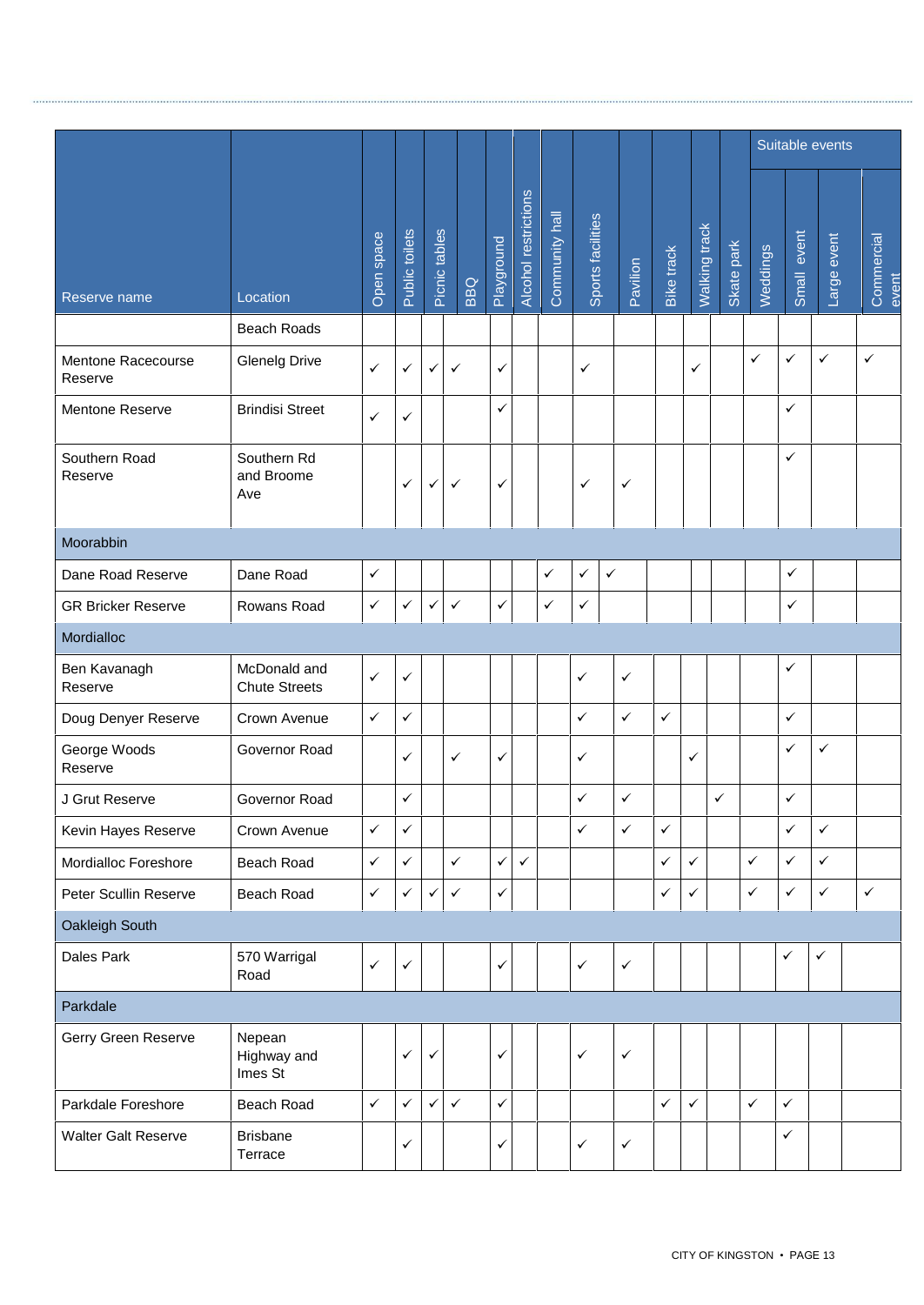| Reserve name | Location | Open space | Public toilets | Picnic tables | BBQ | Playground | Alcohol restrictions | Community hall | Sports facilities | Pavilion | Bike track | Walking track | Skate park | Suitable events | | | |
|---|---|---|---|---|---|---|---|---|---|---|---|---|---|---|---|---|---|
| | | | | | | | | | | | | | | Weddings | Small event | Large event | Commercial event |
| | Beach Roads | | | | | | | | | | | | | | | | |
| Mentone Racecourse Reserve | Glenelg Drive | ✓ | ✓ | ✓ | ✓ | ✓ | | | ✓ | | | ✓ | | ✓ | ✓ | ✓ | ✓ |
| Mentone Reserve | Brindisi Street | ✓ | ✓ | | | ✓ | | | | | | | | | ✓ | | |
| Southern Road Reserve | Southern Rd and Broome Ave | | ✓ | ✓ | ✓ | ✓ | | | ✓ | ✓ | | | | | ✓ | | |
| **Moorabbin** | | | | | | | | | | | | | | | | | |
| Dane Road Reserve | Dane Road | ✓ | | | | | | ✓ | ✓ | ✓ | | | | | ✓ | | |
| GR Bricker Reserve | Rowans Road | ✓ | ✓ | ✓ | ✓ | ✓ | | ✓ | ✓ | | | | | | ✓ | | |
| **Mordialloc** | | | | | | | | | | | | | | | | | |
| Ben Kavanagh Reserve | McDonald and Chute Streets | ✓ | ✓ | | | | | | ✓ | ✓ | | | | | ✓ | | |
| Doug Denyer Reserve | Crown Avenue | ✓ | ✓ | | | | | | ✓ | ✓ | ✓ | | | | ✓ | | |
| George Woods Reserve | Governor Road | | ✓ | | ✓ | ✓ | | | ✓ | | | ✓ | | | ✓ | ✓ | |
| J Grut Reserve | Governor Road | | ✓ | | | | | | ✓ | ✓ | | | ✓ | | ✓ | | |
| Kevin Hayes Reserve | Crown Avenue | ✓ | ✓ | | | | | | ✓ | ✓ | ✓ | | | | ✓ | ✓ | |
| Mordialloc Foreshore | Beach Road | ✓ | ✓ | | ✓ | ✓ | ✓ | | | | ✓ | ✓ | | ✓ | ✓ | ✓ | |
| Peter Scullin Reserve | Beach Road | ✓ | ✓ | ✓ | ✓ | ✓ | | | | | ✓ | ✓ | | ✓ | ✓ | ✓ | ✓ |
| **Oakleigh South** | | | | | | | | | | | | | | | | | |
| Dales Park | 570 Warrigal Road | ✓ | ✓ | | | ✓ | | | ✓ | ✓ | | | | | ✓ | ✓ | |
| **Parkdale** | | | | | | | | | | | | | | | | | |
| Gerry Green Reserve | Nepean Highway and Imes St | | ✓ | ✓ | | ✓ | | | ✓ | ✓ | | | | | | | |
| Parkdale Foreshore | Beach Road | ✓ | ✓ | ✓ | ✓ | ✓ | | | | | ✓ | ✓ | | ✓ | ✓ | | |
| Walter Galt Reserve | Brisbane Terrace | | ✓ | | | ✓ | | | ✓ | ✓ | | | | | ✓ | | |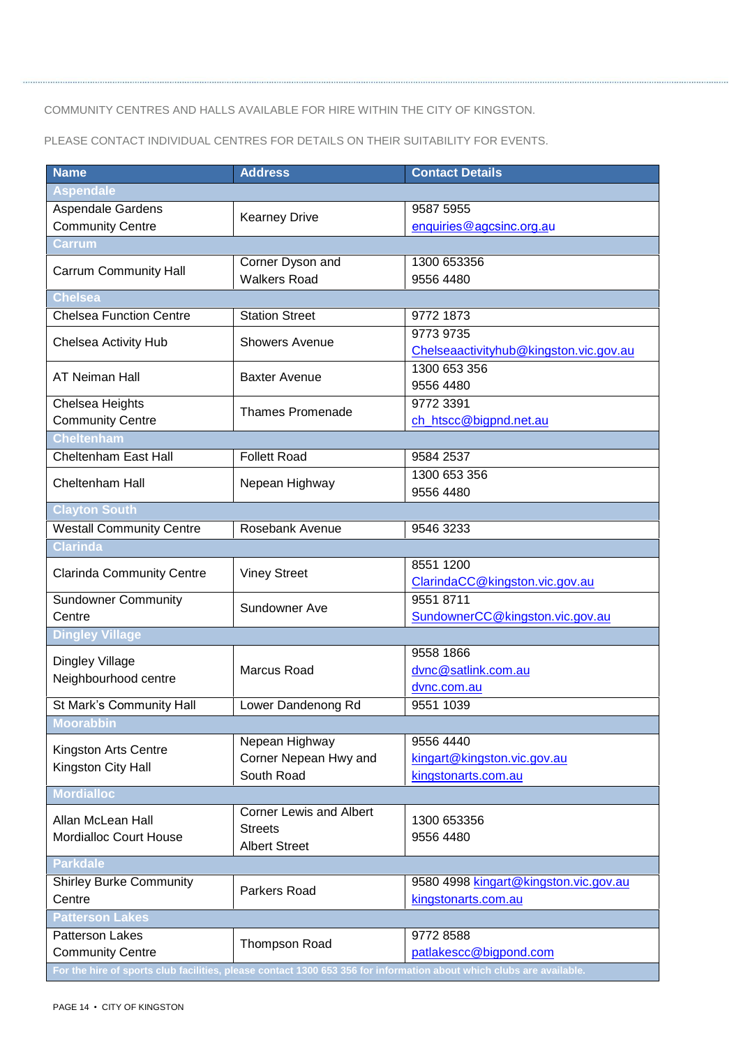COMMUNITY CENTRES AND HALLS AVAILABLE FOR HIRE WITHIN THE CITY OF KINGSTON.

PLEASE CONTACT INDIVIDUAL CENTRES FOR DETAILS ON THEIR SUITABILITY FOR EVENTS.

| Name | Address | Contact Details |
|---|---|---|
| **Aspendale** | | |
| Aspendale Gardens Community Centre | Kearney Drive | 9587 5955<br>enquiries@agcsinc.org.au |
| **Carrum** | | |
| Carrum Community Hall | Corner Dyson and Walkers Road | 1300 653356<br>9556 4480 |
| **Chelsea** | | |
| Chelsea Function Centre | Station Street | 9772 1873 |
| Chelsea Activity Hub | Showers Avenue | 9773 9735<br>Chelseaactivityhub@kingston.vic.gov.au |
| AT Neiman Hall | Baxter Avenue | 1300 653 356<br>9556 4480 |
| Chelsea Heights Community Centre | Thames Promenade | 9772 3391<br>ch_htscc@bigpnd.net.au |
| **Cheltenham** | | |
| Cheltenham East Hall | Follett Road | 9584 2537 |
| Cheltenham Hall | Nepean Highway | 1300 653 356<br>9556 4480 |
| **Clayton South** | | |
| Westall Community Centre | Rosebank Avenue | 9546 3233 |
| **Clarinda** | | |
| Clarinda Community Centre | Viney Street | 8551 1200<br>ClarindaCC@kingston.vic.gov.au |
| Sundowner Community Centre | Sundowner Ave | 9551 8711<br>SundownerCC@kingston.vic.gov.au |
| **Dingley Village** | | |
| Dingley Village Neighbourhood centre | Marcus Road | 9558 1866<br>dvnc@satlink.com.au<br>dvnc.com.au |
| St Mark's Community Hall | Lower Dandenong Rd | 9551 1039 |
| **Moorabbin** | | |
| Kingston Arts Centre<br>Kingston City Hall | Nepean Highway<br>Corner Nepean Hwy and South Road | 9556 4440<br>kingart@kingston.vic.gov.au<br>kingstonarts.com.au |
| **Mordialloc** | | |
| Allan McLean Hall<br>Mordialloc Court House | Corner Lewis and Albert Streets<br>Albert Street | 1300 653356<br>9556 4480 |
| **Parkdale** | | |
| Shirley Burke Community Centre | Parkers Road | 9580 4998 kingart@kingston.vic.gov.au<br>kingstonarts.com.au |
| **Patterson Lakes** | | |
| Patterson Lakes Community Centre | Thompson Road | 9772 8588<br>patlakescc@bigpond.com |
| **For the hire of sports club facilities, please contact 1300 653 356 for information about which clubs are available.** | | |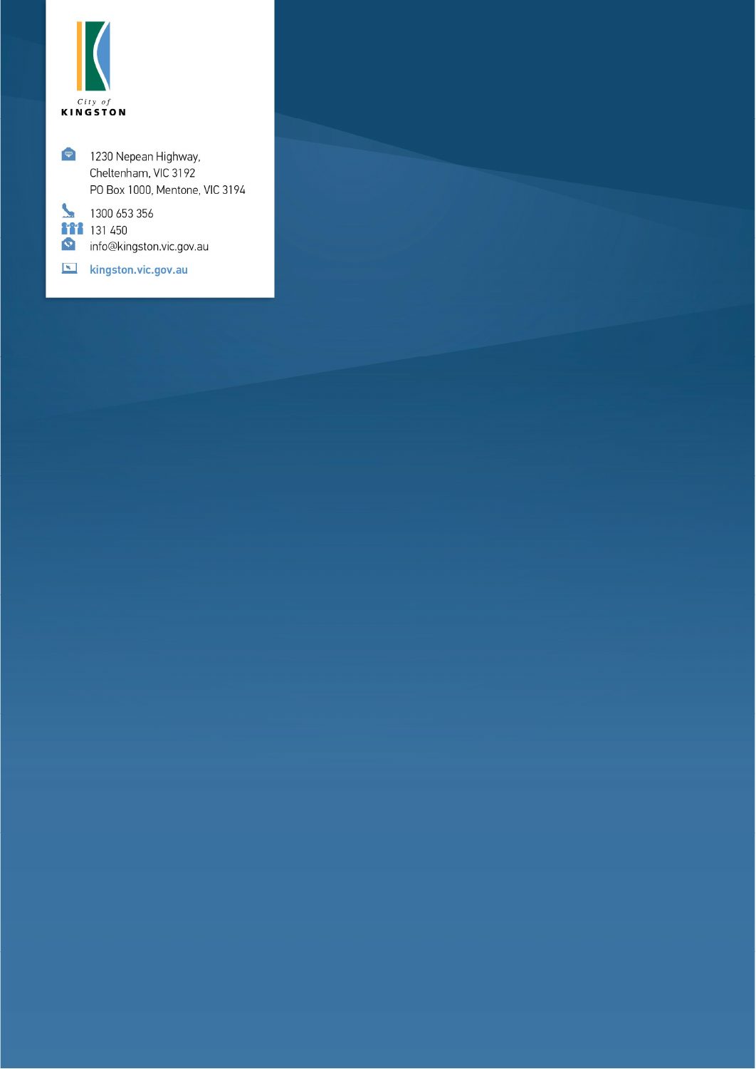City of
KINGSTON

1230 Nepean Highway,
Cheltenham, VIC 3192
PO Box 1000, Mentone, VIC 3194

1300 653 356

131 450

info@kingston.vic.gov.au

kingston.vic.gov.au